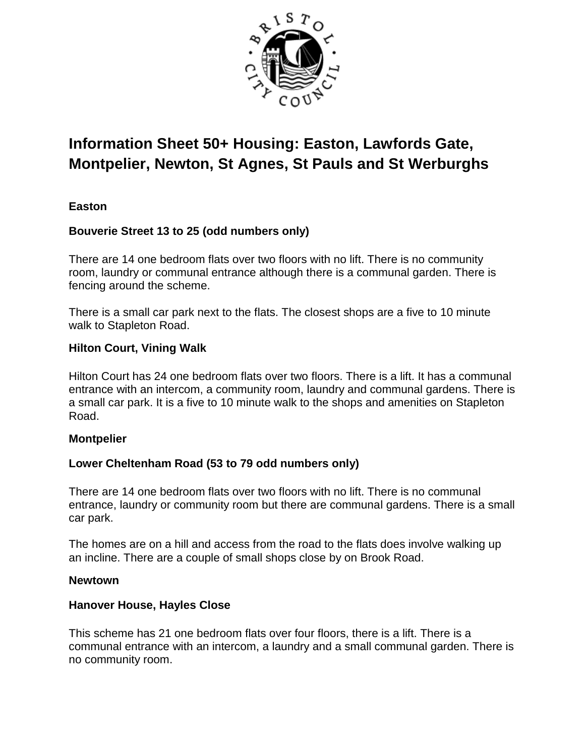# Information Sheet 50+ Housing: Easton, Lawfords Gate, Montpelier, Newton, St Agnes, St Pauls and St Werburghs

## Easton

### Bouverie Street 13 to 25 (odd numbers only)

There are 14 one bedroom flats over two floors with no lift. There is no community room, laundry or communal entrance although there is a communal garden. There is fencing around the scheme.

There is a small car park next to the flats. The closest shops are a five to 10 minute walk to Stapleton Road.

### Hilton Court, Vining Walk

Hilton Court has 24 one bedroom flats over two floors. There is a lift. It has a communal entrance with an intercom, a community room, laundry and communal gardens. There is a small car park. It is a five to 10 minute walk to the shops and amenities on Stapleton Road.

## Montpelier

### Lower Cheltenham Road (53 to 79 odd numbers only)

There are 14 one bedroom flats over two floors with no lift. There is no communal entrance, laundry or community room but there are communal gardens. There is a small car park.

The homes are on a hill and access from the road to the flats does involve walking up an incline. There are a couple of small shops close by on Brook Road.

## Newtown

### Hanover House, Hayles Close

This scheme has 21 one bedroom flats over four floors, there is a lift. There is a communal entrance with an intercom, a laundry and a small communal garden. There is no community room.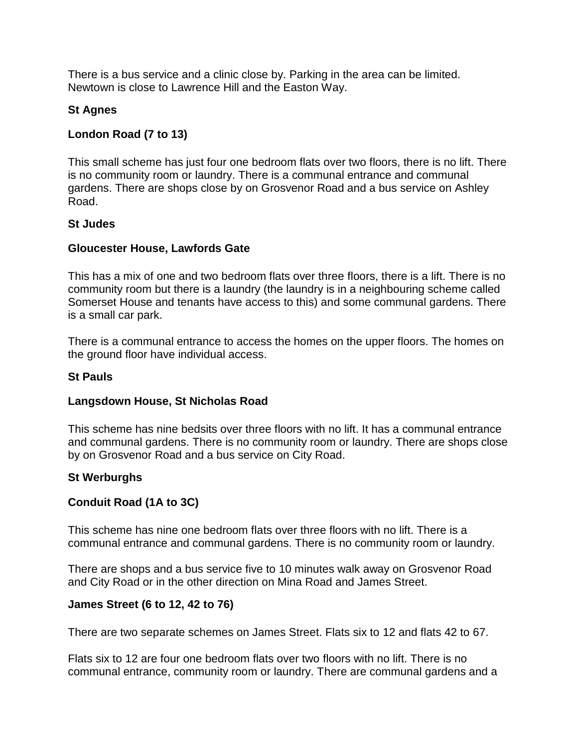There is a bus service and a clinic close by. Parking in the area can be limited. Newtown is close to Lawrence Hill and the Easton Way.

### St Agnes

### London Road (7 to 13)

This small scheme has just four one bedroom flats over two floors, there is no lift. There is no community room or laundry. There is a communal entrance and communal gardens. There are shops close by on Grosvenor Road and a bus service on Ashley Road.

### St Judes

### Gloucester House, Lawfords Gate

This has a mix of one and two bedroom flats over three floors, there is a lift. There is no community room but there is a laundry (the laundry is in a neighbouring scheme called Somerset House and tenants have access to this) and some communal gardens. There is a small car park.

There is a communal entrance to access the homes on the upper floors. The homes on the ground floor have individual access.

### St Pauls

### Langsdown House, St Nicholas Road

This scheme has nine bedsits over three floors with no lift. It has a communal entrance and communal gardens. There is no community room or laundry. There are shops close by on Grosvenor Road and a bus service on City Road.

### St Werburghs

### Conduit Road (1A to 3C)

This scheme has nine one bedroom flats over three floors with no lift. There is a communal entrance and communal gardens. There is no community room or laundry.

There are shops and a bus service five to 10 minutes walk away on Grosvenor Road and City Road or in the other direction on Mina Road and James Street.

### James Street (6 to 12, 42 to 76)

There are two separate schemes on James Street. Flats six to 12 and flats 42 to 67.

Flats six to 12 are four one bedroom flats over two floors with no lift. There is no communal entrance, community room or laundry. There are communal gardens and a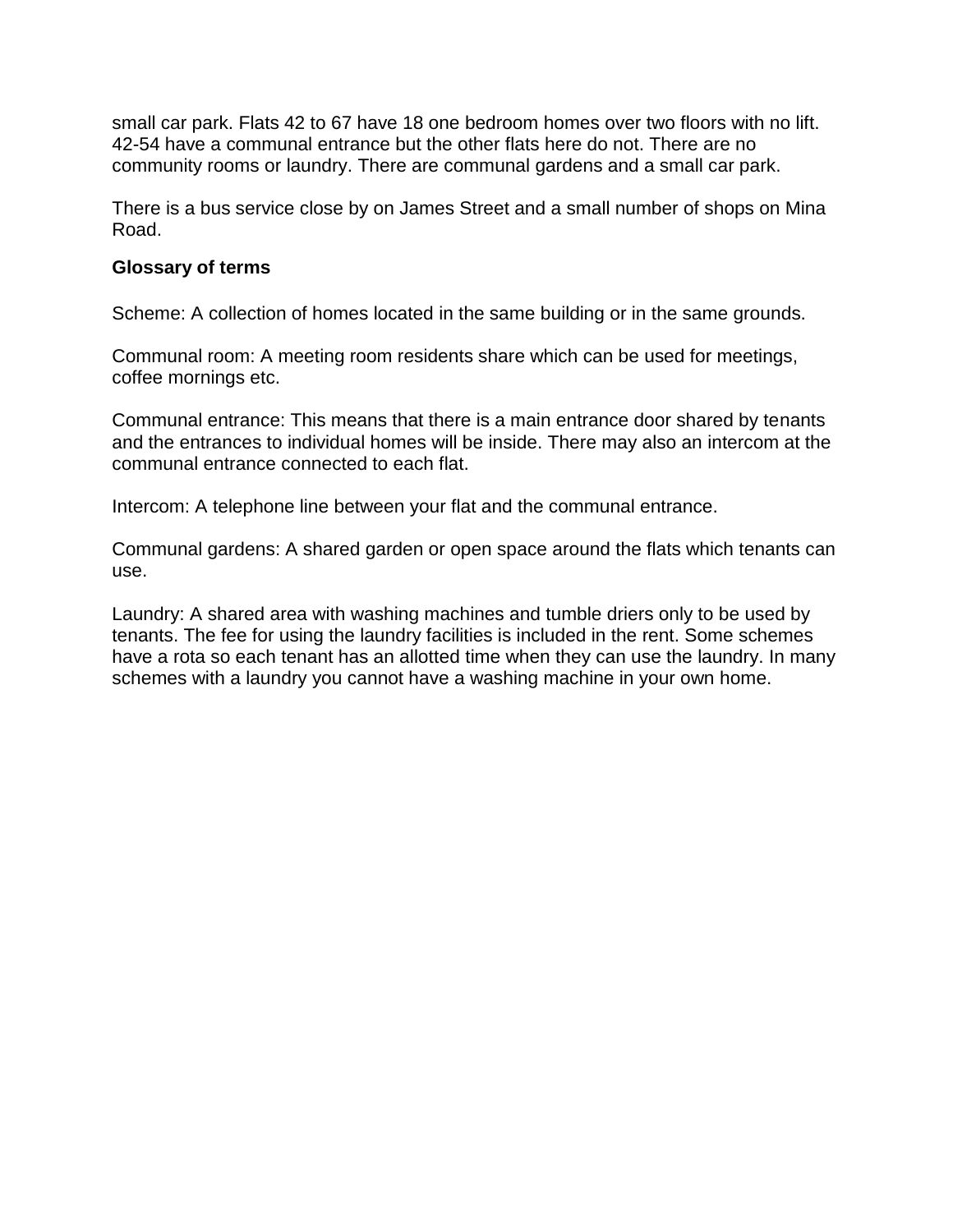small car park. Flats 42 to 67 have 18 one bedroom homes over two floors with no lift. 42-54 have a communal entrance but the other flats here do not. There are no community rooms or laundry. There are communal gardens and a small car park.

There is a bus service close by on James Street and a small number of shops on Mina Road.

**Glossary of terms**

Scheme: A collection of homes located in the same building or in the same grounds.

Communal room: A meeting room residents share which can be used for meetings, coffee mornings etc.

Communal entrance: This means that there is a main entrance door shared by tenants and the entrances to individual homes will be inside. There may also an intercom at the communal entrance connected to each flat.

Intercom: A telephone line between your flat and the communal entrance.

Communal gardens: A shared garden or open space around the flats which tenants can use.

Laundry: A shared area with washing machines and tumble driers only to be used by tenants. The fee for using the laundry facilities is included in the rent. Some schemes have a rota so each tenant has an allotted time when they can use the laundry. In many schemes with a laundry you cannot have a washing machine in your own home.